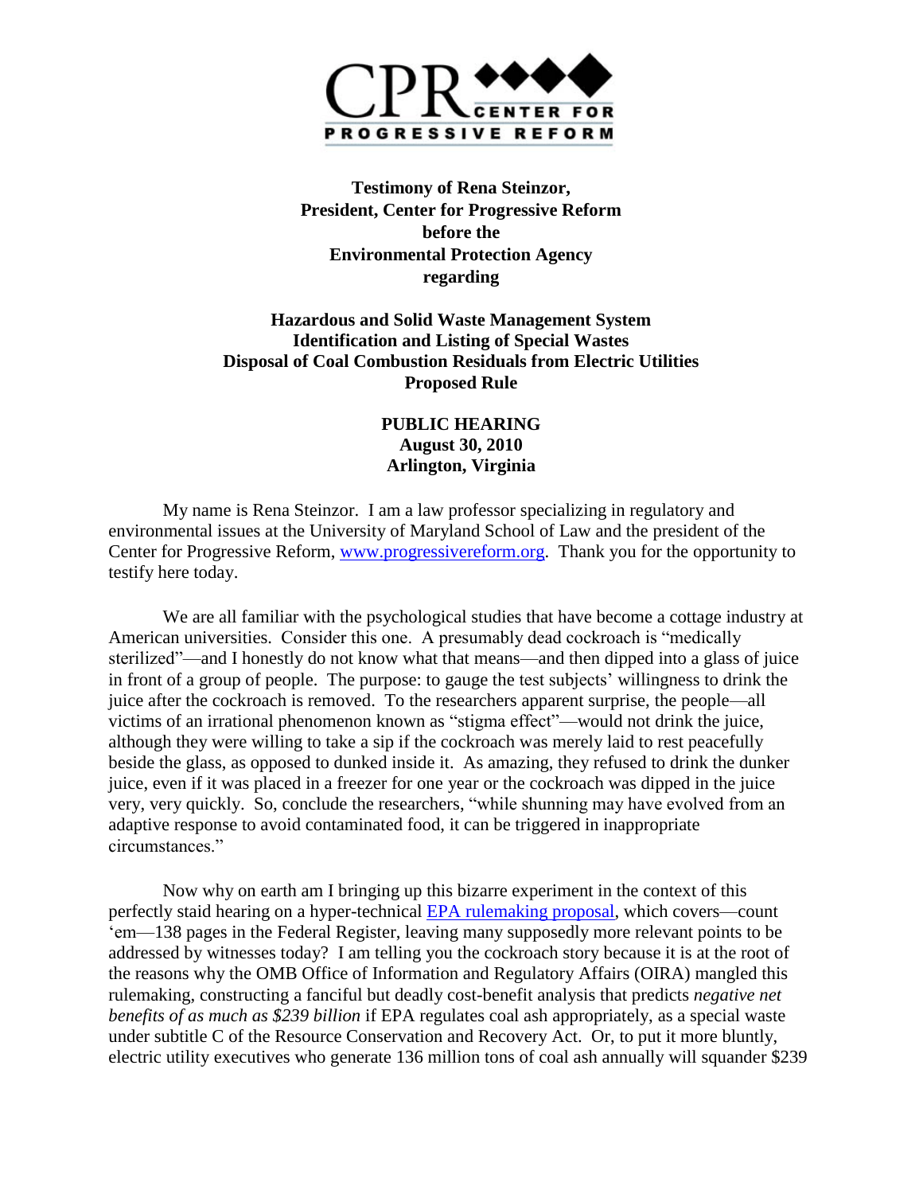CPR CENTER FOR PROGRESSIVE REFORM

**Testimony of Rena Steinzor,**
**President, Center for Progressive Reform**
**before the**
**Environmental Protection Agency**
**regarding**

**Hazardous and Solid Waste Management System**
**Identification and Listing of Special Wastes**
**Disposal of Coal Combustion Residuals from Electric Utilities**
**Proposed Rule**

**PUBLIC HEARING**
**August 30, 2010**
**Arlington, Virginia**

My name is Rena Steinzor. I am a law professor specializing in regulatory and environmental issues at the University of Maryland School of Law and the president of the Center for Progressive Reform, [www.progressivereform.org](http://www.progressivereform.org). Thank you for the opportunity to testify here today.

We are all familiar with the psychological studies that have become a cottage industry at American universities. Consider this one. A presumably dead cockroach is "medically sterilized"—and I honestly do not know what that means—and then dipped into a glass of juice in front of a group of people. The purpose: to gauge the test subjects' willingness to drink the juice after the cockroach is removed. To the researchers apparent surprise, the people—all victims of an irrational phenomenon known as "stigma effect"—would not drink the juice, although they were willing to take a sip if the cockroach was merely laid to rest peacefully beside the glass, as opposed to dunked inside it. As amazing, they refused to drink the dunker juice, even if it was placed in a freezer for one year or the cockroach was dipped in the juice very, very quickly. So, conclude the researchers, "while shunning may have evolved from an adaptive response to avoid contaminated food, it can be triggered in inappropriate circumstances."

Now why on earth am I bringing up this bizarre experiment in the context of this perfectly staid hearing on a hyper-technical [EPA rulemaking proposal](), which covers—count 'em—138 pages in the Federal Register, leaving many supposedly more relevant points to be addressed by witnesses today? I am telling you the cockroach story because it is at the root of the reasons why the OMB Office of Information and Regulatory Affairs (OIRA) mangled this rulemaking, constructing a fanciful but deadly cost-benefit analysis that predicts *negative net benefits of as much as $239 billion* if EPA regulates coal ash appropriately, as a special waste under subtitle C of the Resource Conservation and Recovery Act. Or, to put it more bluntly, electric utility executives who generate 136 million tons of coal ash annually will squander $239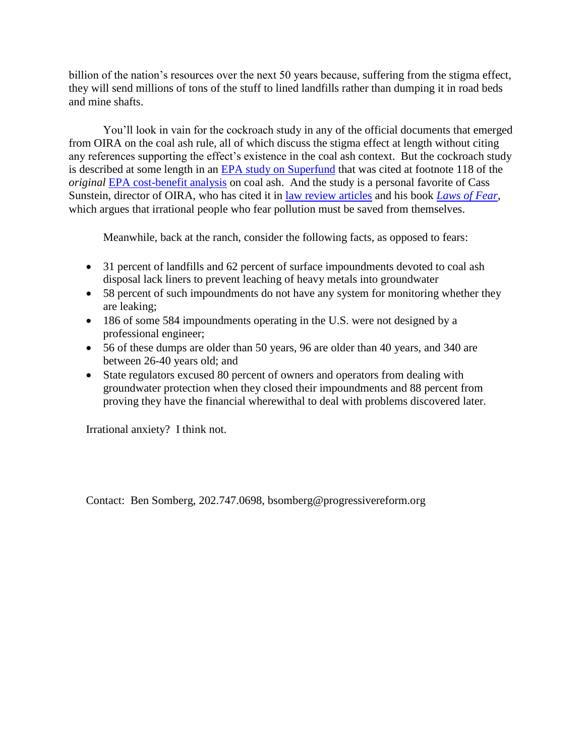billion of the nation's resources over the next 50 years because, suffering from the stigma effect, they will send millions of tons of the stuff to lined landfills rather than dumping it in road beds and mine shafts.

You'll look in vain for the cockroach study in any of the official documents that emerged from OIRA on the coal ash rule, all of which discuss the stigma effect at length without citing any references supporting the effect's existence in the coal ash context. But the cockroach study is described at some length in an EPA study on Superfund that was cited at footnote 118 of the *original* EPA cost-benefit analysis on coal ash. And the study is a personal favorite of Cass Sunstein, director of OIRA, who has cited it in law review articles and his book *Laws of Fear*, which argues that irrational people who fear pollution must be saved from themselves.

Meanwhile, back at the ranch, consider the following facts, as opposed to fears:

- 31 percent of landfills and 62 percent of surface impoundments devoted to coal ash disposal lack liners to prevent leaching of heavy metals into groundwater
- 58 percent of such impoundments do not have any system for monitoring whether they are leaking;
- 186 of some 584 impoundments operating in the U.S. were not designed by a professional engineer;
- 56 of these dumps are older than 50 years, 96 are older than 40 years, and 340 are between 26-40 years old; and
- State regulators excused 80 percent of owners and operators from dealing with groundwater protection when they closed their impoundments and 88 percent from proving they have the financial wherewithal to deal with problems discovered later.

Irrational anxiety? I think not.

Contact: Ben Somberg, 202.747.0698, bsomberg@progressivereform.org